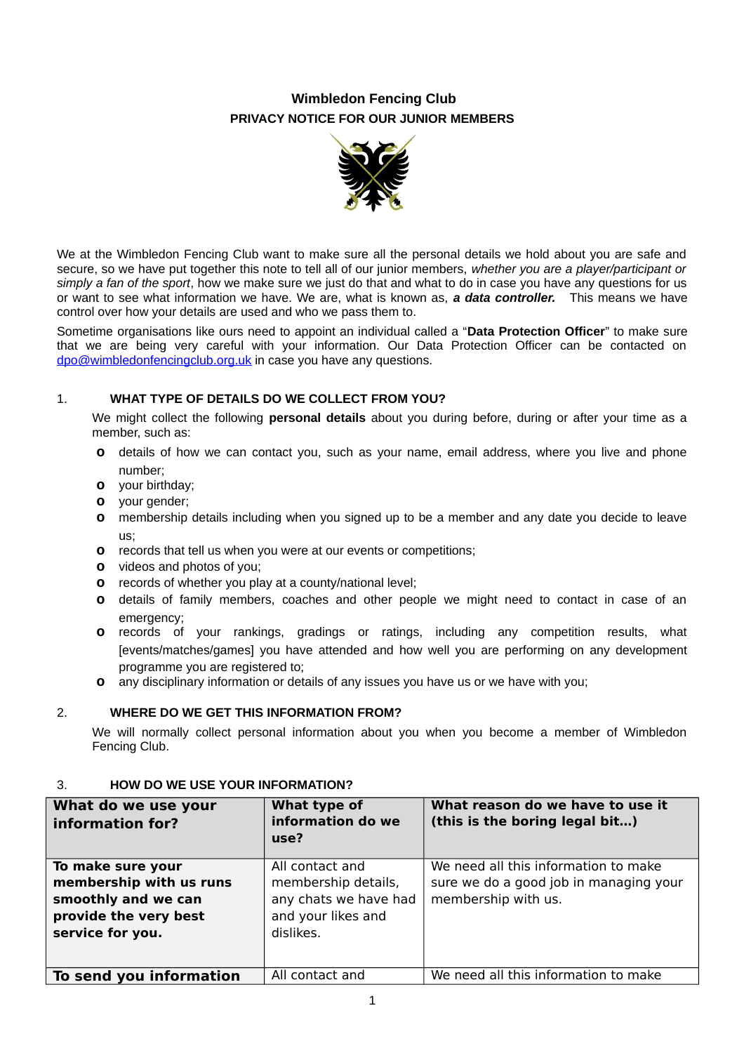# Wimbledon Fencing Club

## PRIVACY NOTICE FOR OUR JUNIOR MEMBERS

We at the Wimbledon Fencing Club want to make sure all the personal details we hold about you are safe and secure, so we have put together this note to tell all of our junior members, *whether you are a player/participant or simply a fan of the sport*, how we make sure we just do that and what to do in case you have any questions for us or want to see what information we have. We are, what is known as, ***a data controller.*** This means we have control over how your details are used and who we pass them to.

Sometime organisations like ours need to appoint an individual called a "**Data Protection Officer**" to make sure that we are being very careful with your information. Our Data Protection Officer can be contacted on dpo@wimbledonfencingclub.org.uk in case you have any questions.

### 1. WHAT TYPE OF DETAILS DO WE COLLECT FROM YOU?

We might collect the following **personal details** about you during before, during or after your time as a member, such as:

- details of how we can contact you, such as your name, email address, where you live and phone number;
- your birthday;
- your gender;
- membership details including when you signed up to be a member and any date you decide to leave us;
- records that tell us when you were at our events or competitions;
- videos and photos of you;
- records of whether you play at a county/national level;
- details of family members, coaches and other people we might need to contact in case of an emergency;
- records of your rankings, gradings or ratings, including any competition results, what [events/matches/games] you have attended and how well you are performing on any development programme you are registered to;
- any disciplinary information or details of any issues you have us or we have with you;

### 2. WHERE DO WE GET THIS INFORMATION FROM?

We will normally collect personal information about you when you become a member of Wimbledon Fencing Club.

### 3. HOW DO WE USE YOUR INFORMATION?

| What do we use your information for? | What type of information do we use? | What reason do we have to use it (this is the boring legal bit…) |
|---|---|---|
| **To make sure your membership with us runs smoothly and we can provide the very best service for you.** | All contact and membership details, any chats we have had and your likes and dislikes. | We need all this information to make sure we do a good job in managing your membership with us. |
| **To send you information** | All contact and | We need all this information to make |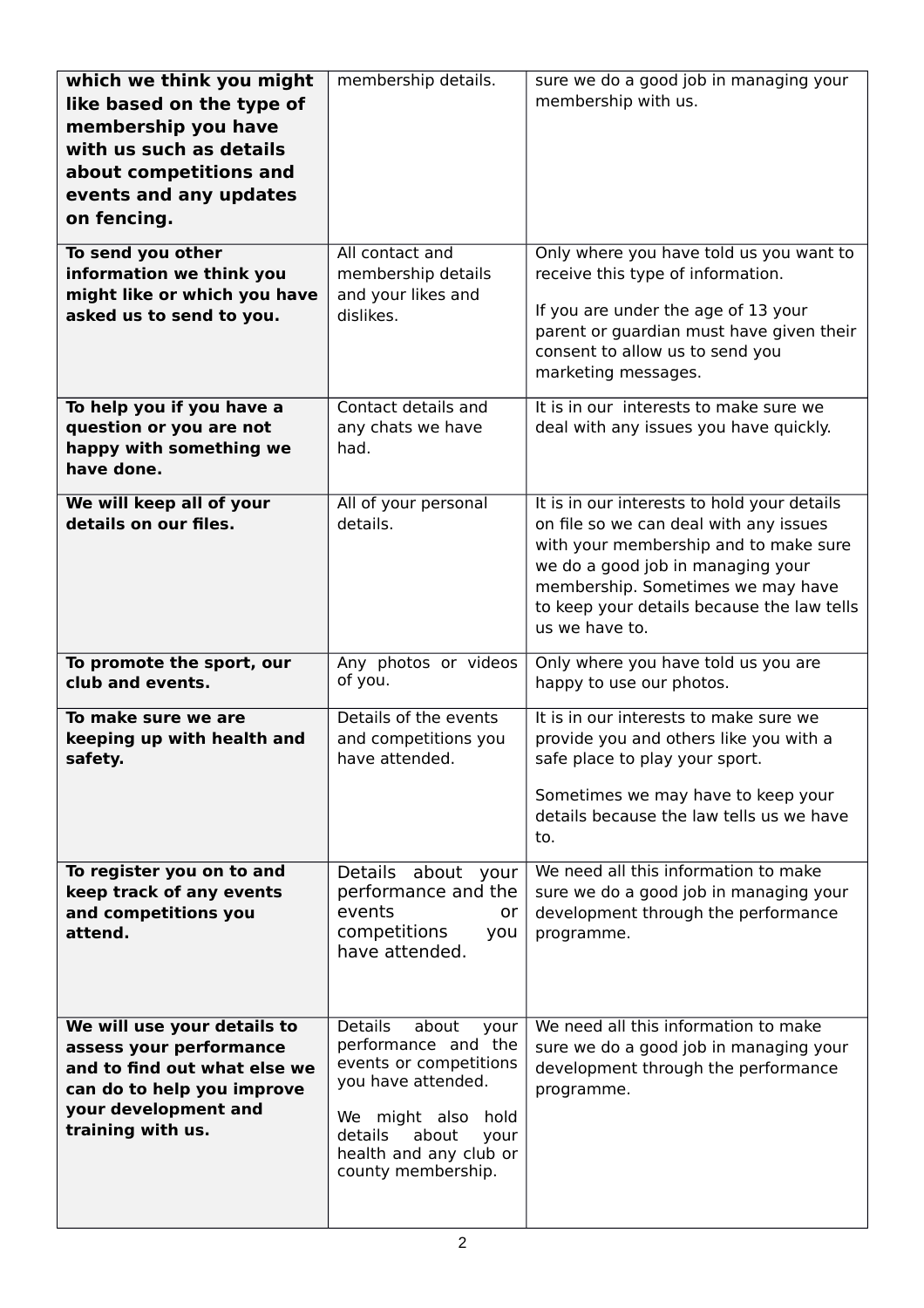| **which we think you might like based on the type of membership you have with us such as details about competitions and events and any updates on fencing.** | membership details. | sure we do a good job in managing your membership with us. |
|---|---|---|
| **To send you other information we think you might like or which you have asked us to send to you.** | All contact and membership details and your likes and dislikes. | Only where you have told us you want to receive this type of information.<br><br>If you are under the age of 13 your parent or guardian must have given their consent to allow us to send you marketing messages. |
| **To help you if you have a question or you are not happy with something we have done.** | Contact details and any chats we have had. | It is in our interests to make sure we deal with any issues you have quickly. |
| **We will keep all of your details on our files.** | All of your personal details. | It is in our interests to hold your details on file so we can deal with any issues with your membership and to make sure we do a good job in managing your membership. Sometimes we may have to keep your details because the law tells us we have to. |
| **To promote the sport, our club and events.** | Any photos or videos of you. | Only where you have told us you are happy to use our photos. |
| **To make sure we are keeping up with health and safety.** | Details of the events and competitions you have attended. | It is in our interests to make sure we provide you and others like you with a safe place to play your sport.<br><br>Sometimes we may have to keep your details because the law tells us we have to. |
| **To register you on to and keep track of any events and competitions you attend.** | Details about your performance and the events or competitions you have attended. | We need all this information to make sure we do a good job in managing your development through the performance programme. |
| **We will use your details to assess your performance and to find out what else we can do to help you improve your development and training with us.** | Details about your performance and the events or competitions you have attended.<br><br>We might also hold details about your health and any club or county membership. | We need all this information to make sure we do a good job in managing your development through the performance programme. |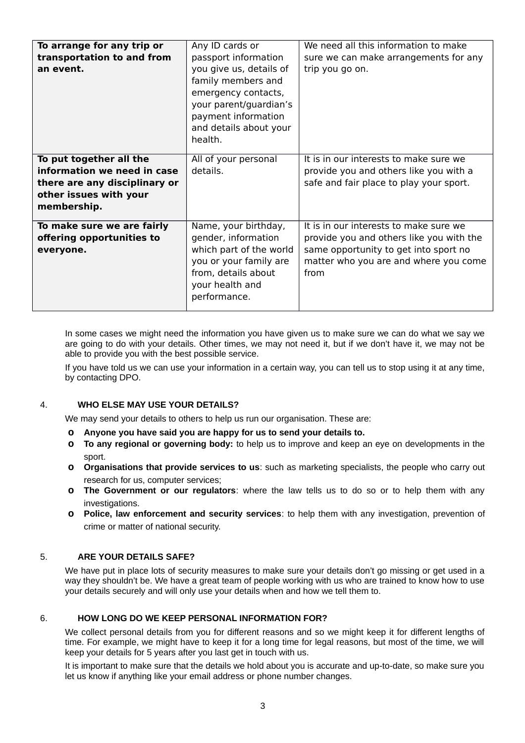| **To arrange for any trip or transportation to and from an event.** | Any ID cards or passport information you give us, details of family members and emergency contacts, your parent/guardian's payment information and details about your health. | We need all this information to make sure we can make arrangements for any trip you go on. |
|---|---|---|
| **To put together all the information we need in case there are any disciplinary or other issues with your membership.** | All of your personal details. | It is in our interests to make sure we provide you and others like you with a safe and fair place to play your sport. |
| **To make sure we are fairly offering opportunities to everyone.** | Name, your birthday, gender, information which part of the world you or your family are from, details about your health and performance. | It is in our interests to make sure we provide you and others like you with the same opportunity to get into sport no matter who you are and where you come from |

In some cases we might need the information you have given us to make sure we can do what we say we are going to do with your details. Other times, we may not need it, but if we don't have it, we may not be able to provide you with the best possible service.

If you have told us we can use your information in a certain way, you can tell us to stop using it at any time, by contacting DPO.

## 4. WHO ELSE MAY USE YOUR DETAILS?

We may send your details to others to help us run our organisation. These are:

- **Anyone you have said you are happy for us to send your details to.**
- **To any regional or governing body:** to help us to improve and keep an eye on developments in the sport.
- **Organisations that provide services to us**: such as marketing specialists, the people who carry out research for us, computer services;
- **The Government or our regulators**: where the law tells us to do so or to help them with any investigations.
- **Police, law enforcement and security services**: to help them with any investigation, prevention of crime or matter of national security.

## 5. ARE YOUR DETAILS SAFE?

We have put in place lots of security measures to make sure your details don't go missing or get used in a way they shouldn't be. We have a great team of people working with us who are trained to know how to use your details securely and will only use your details when and how we tell them to.

## 6. HOW LONG DO WE KEEP PERSONAL INFORMATION FOR?

We collect personal details from you for different reasons and so we might keep it for different lengths of time. For example, we might have to keep it for a long time for legal reasons, but most of the time, we will keep your details for 5 years after you last get in touch with us.

It is important to make sure that the details we hold about you is accurate and up-to-date, so make sure you let us know if anything like your email address or phone number changes.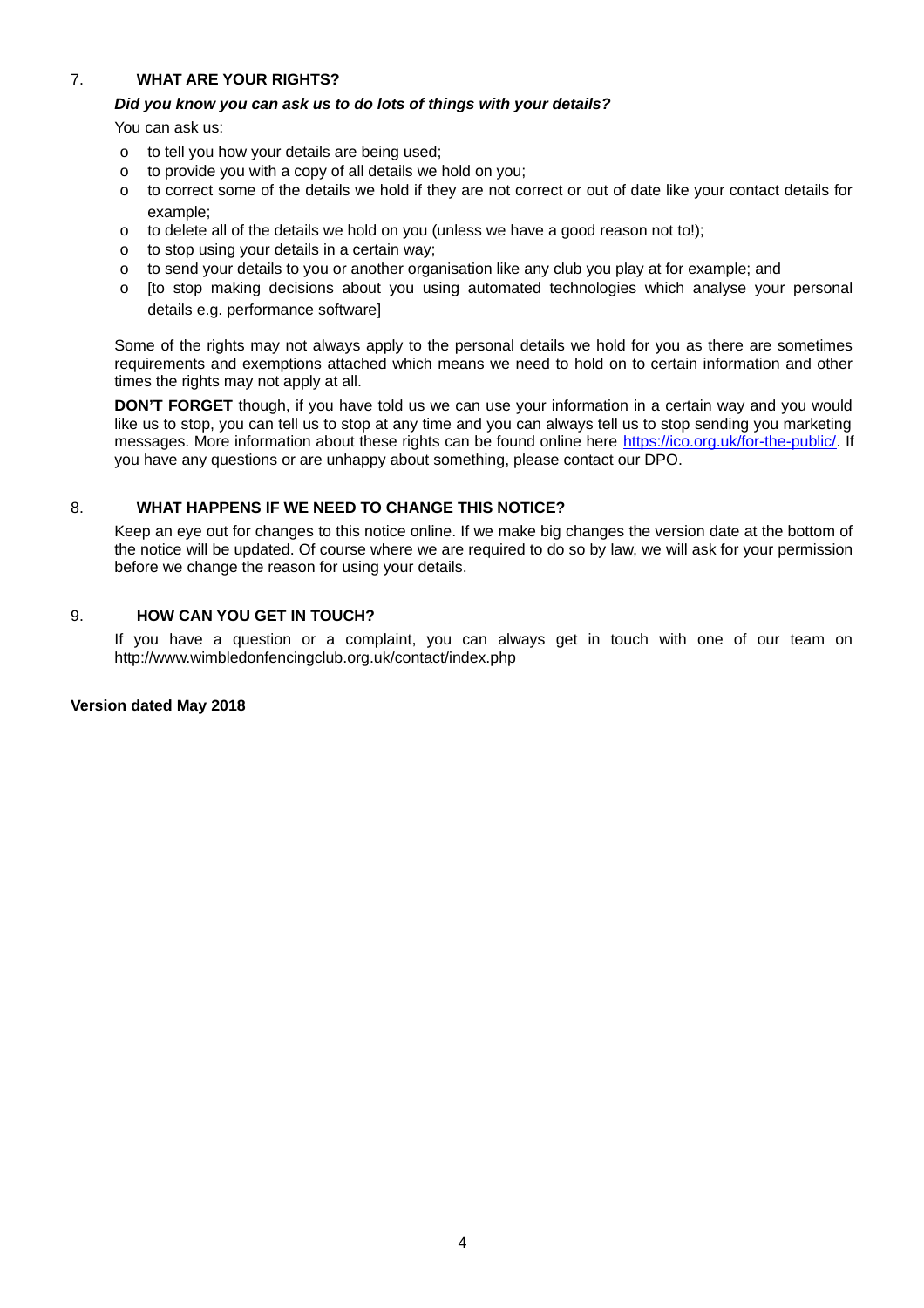## 7. WHAT ARE YOUR RIGHTS?

***Did you know you can ask us to do lots of things with your details?***

You can ask us:

- to tell you how your details are being used;
- to provide you with a copy of all details we hold on you;
- to correct some of the details we hold if they are not correct or out of date like your contact details for example;
- to delete all of the details we hold on you (unless we have a good reason not to!);
- to stop using your details in a certain way;
- to send your details to you or another organisation like any club you play at for example; and
- [to stop making decisions about you using automated technologies which analyse your personal details e.g. performance software]

Some of the rights may not always apply to the personal details we hold for you as there are sometimes requirements and exemptions attached which means we need to hold on to certain information and other times the rights may not apply at all.

**DON'T FORGET** though, if you have told us we can use your information in a certain way and you would like us to stop, you can tell us to stop at any time and you can always tell us to stop sending you marketing messages. More information about these rights can be found online here [https://ico.org.uk/for-the-public/](https://ico.org.uk/for-the-public/). If you have any questions or are unhappy about something, please contact our DPO.

## 8. WHAT HAPPENS IF WE NEED TO CHANGE THIS NOTICE?

Keep an eye out for changes to this notice online. If we make big changes the version date at the bottom of the notice will be updated. Of course where we are required to do so by law, we will ask for your permission before we change the reason for using your details.

## 9. HOW CAN YOU GET IN TOUCH?

If you have a question or a complaint, you can always get in touch with one of our team on http://www.wimbledonfencingclub.org.uk/contact/index.php

**Version dated May 2018**